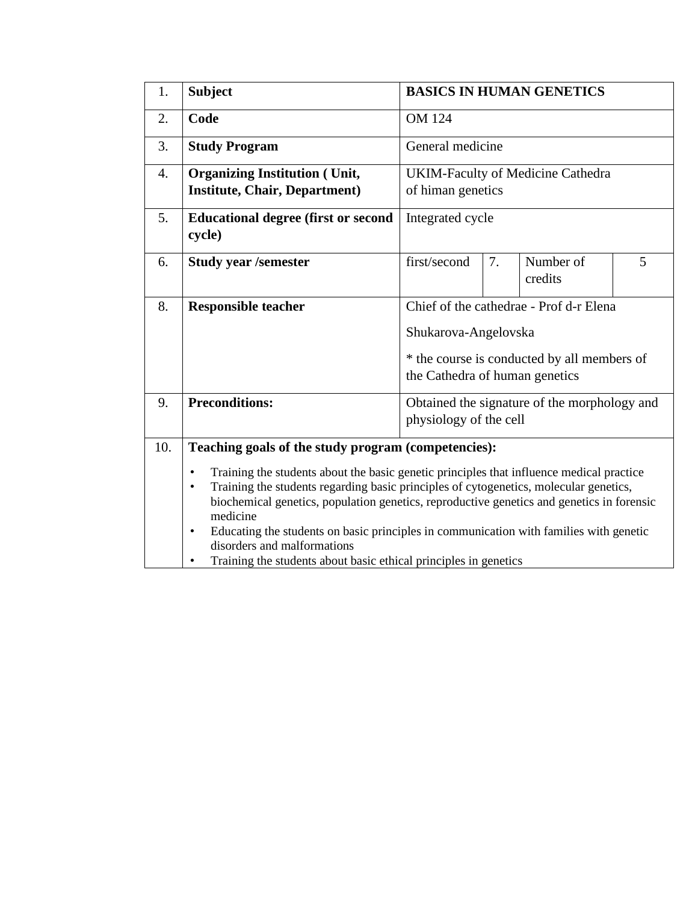| 1. | **Subject** | **BASICS IN HUMAN GENETICS** | | | |
|---|---|---|---|---|---|
| 2. | **Code** | OM 124 | | | |
| 3. | **Study Program** | General medicine | | | |
| 4. | **Organizing Institution ( Unit, Institute, Chair, Department)** | UKIM-Faculty of Medicine Cathedra of himan genetics | | | |
| 5. | **Educational degree (first or second cycle)** | Integrated cycle | | | |
| 6. | **Study year /semester** | first/second | 7. | Number of credits | 5 |
| 8. | **Responsible teacher** | Chief of the cathedrae - Prof d-r Elena Shukarova-Angelovska<br><br>* the course is conducted by all members of the Cathedra of human genetics | | | |
| 9. | **Preconditions:** | Obtained the signature of the morphology and physiology of the cell | | | |
| 10. | **Teaching goals of the study program (competencies):**<br><br>• Training the students about the basic genetic principles that influence medical practice<br>• Training the students regarding basic principles of cytogenetics, molecular genetics, biochemical genetics, population genetics, reproductive genetics and genetics in forensic medicine<br>• Educating the students on basic principles in communication with families with genetic disorders and malformations<br>• Training the students about basic ethical principles in genetics | | | | |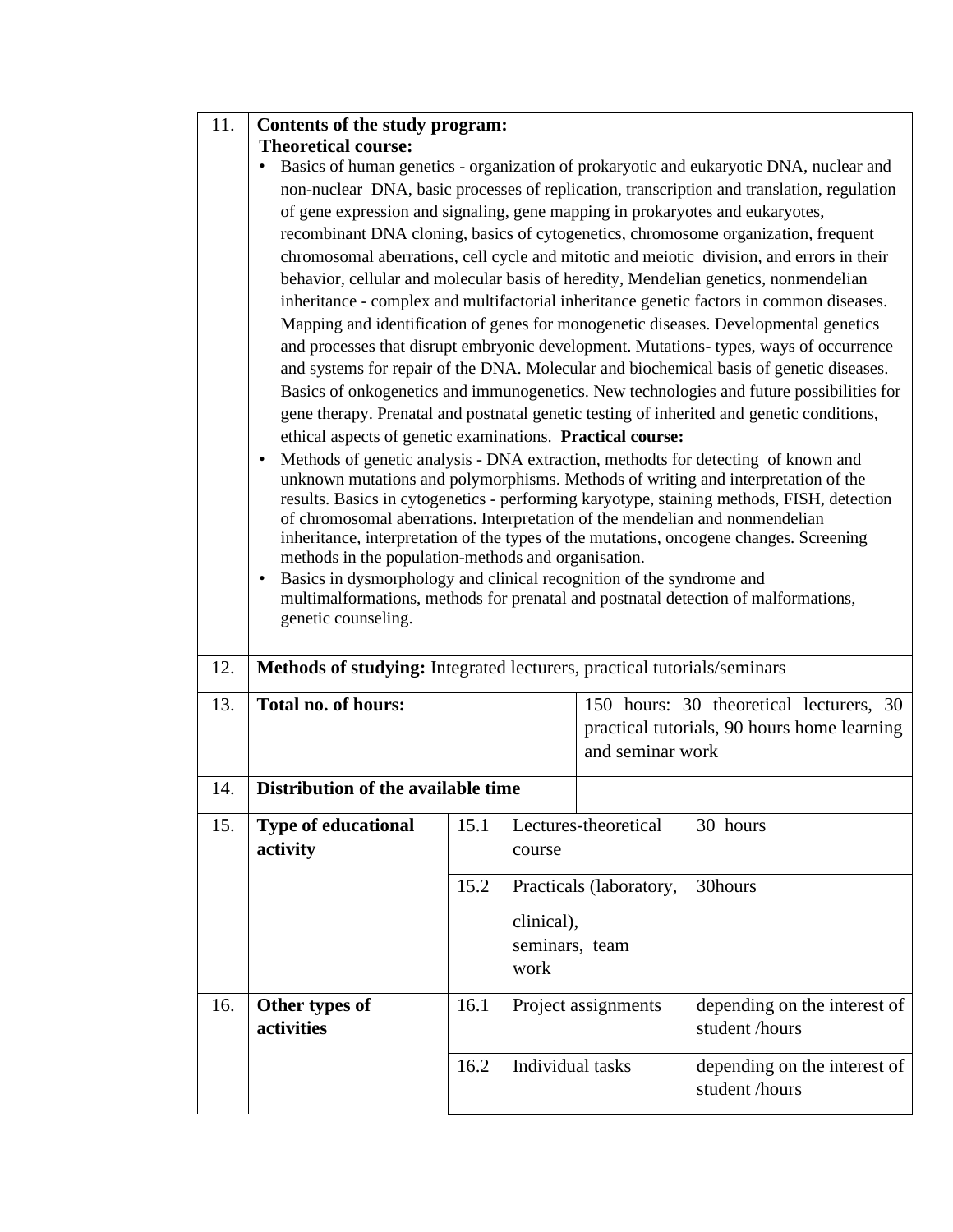| | | | | |
|---|---|---|---|---|
| 11. | **Contents of the study program:**<br>**Theoretical course:**<br>• Basics of human genetics - organization of prokaryotic and eukaryotic DNA, nuclear and non-nuclear DNA, basic processes of replication, transcription and translation, regulation of gene expression and signaling, gene mapping in prokaryotes and eukaryotes, recombinant DNA cloning, basics of cytogenetics, chromosome organization, frequent chromosomal aberrations, cell cycle and mitotic and meiotic division, and errors in their behavior, cellular and molecular basis of heredity, Mendelian genetics, nonmendelian inheritance - complex and multifactorial inheritance genetic factors in common diseases. Mapping and identification of genes for monogenetic diseases. Developmental genetics and processes that disrupt embryonic development. Mutations- types, ways of occurrence and systems for repair of the DNA. Molecular and biochemical basis of genetic diseases. Basics of onkogenetics and immunogenetics. New technologies and future possibilities for gene therapy. Prenatal and postnatal genetic testing of inherited and genetic conditions, ethical aspects of genetic examinations. **Practical course:**<br>• Methods of genetic analysis - DNA extraction, methodts for detecting of known and unknown mutations and polymorphisms. Methods of writing and interpretation of the results. Basics in cytogenetics - performing karyotype, staining methods, FISH, detection of chromosomal aberrations. Interpretation of the mendelian and nonmendelian inheritance, interpretation of the types of the mutations, oncogene changes. Screening methods in the population-methods and organisation.<br>• Basics in dysmorphology and clinical recognition of the syndrome and multimalformations, methods for prenatal and postnatal detection of malformations, genetic counseling. | | | |
| 12. | **Methods of studying:** Integrated lecturers, practical tutorials/seminars | | | |
| 13. | **Total no. of hours:** | | 150 hours: 30 theoretical lecturers, 30 practical tutorials, 90 hours home learning and seminar work | |
| 14. | **Distribution of the available time** | | | |
| 15. | **Type of educational activity** | 15.1 | Lectures-theoretical course | 30 hours |
| | | 15.2 | Practicals (laboratory, clinical), seminars, team work | 30hours |
| 16. | **Other types of activities** | 16.1 | Project assignments | depending on the interest of student /hours |
| | | 16.2 | Individual tasks | depending on the interest of student /hours |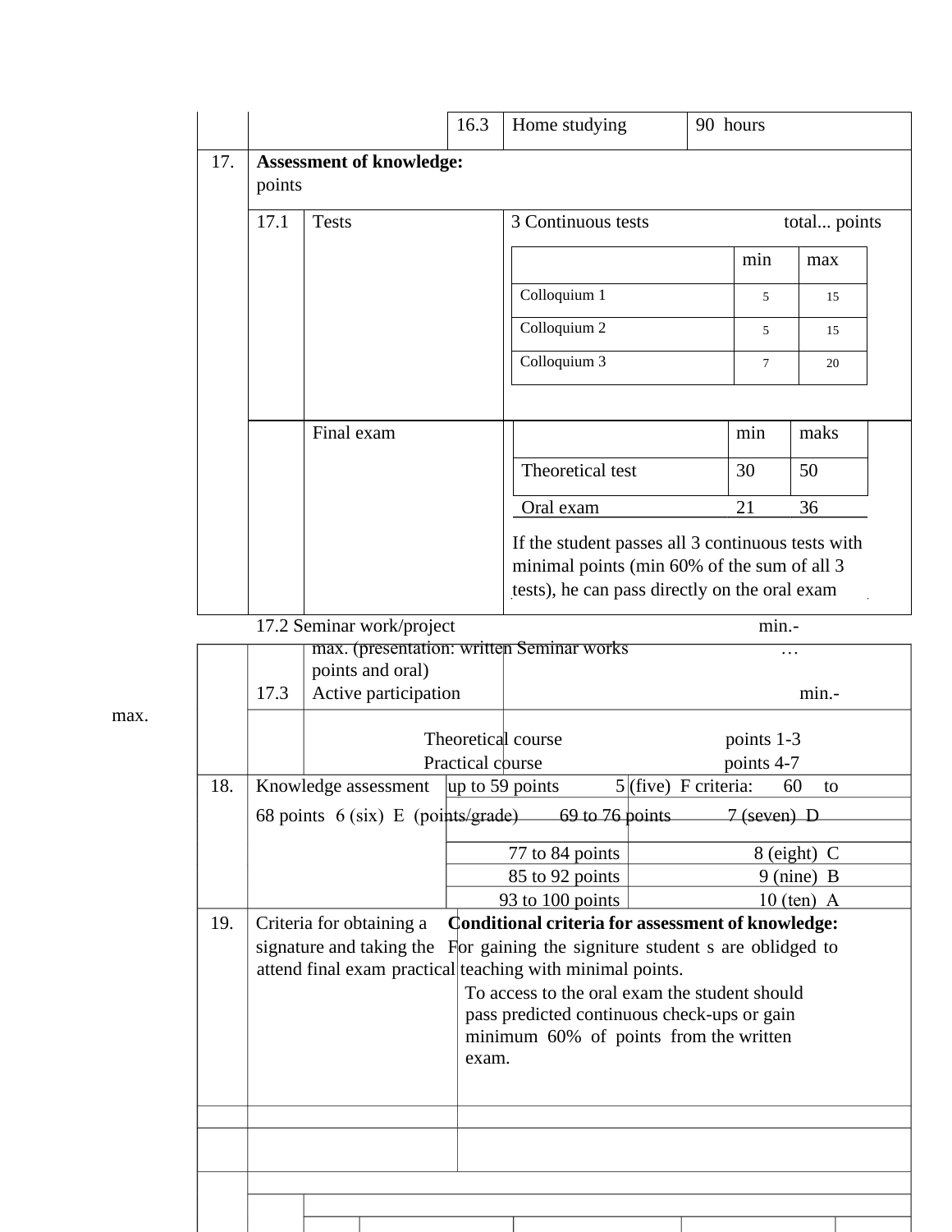| | | | |
|---|---|---|---|
| | 16.3 | Home studying | 90 hours |

**17. Assessment of knowledge:** points

17.1 Tests — 3 Continuous tests total... points

| | min | max |
|---|---|---|
| Colloquium 1 | 5 | 15 |
| Colloquium 2 | 5 | 15 |
| Colloquium 3 | 7 | 20 |

Final exam

| | min | maks |
|---|---|---|
| Theoretical test | 30 | 50 |
| Oral exam | 21 | 36 |

If the student passes all 3 continuous tests with minimal points (min 60% of the sum of all 3 tests), he can pass directly on the oral exam

17.2 Seminar work/project min.- max. (presentation: written Seminar works … points and oral)

17.3 Active participation min.- max.

Theoretical course points 1-3

Practical course points 4-7

**18.** Knowledge assessment criteria: (points/grade)

| Points | Grade |
|---|---|
| up to 59 points | 5 (five) F |
| 60 to 68 points | 6 (six) E |
| 69 to 76 points | 7 (seven) D |
| 77 to 84 points | 8 (eight) C |
| 85 to 92 points | 9 (nine) B |
| 93 to 100 points | 10 (ten) A |

**19.** Criteria for obtaining a signature and taking the final exam

**Conditional criteria for assessment of knowledge:**

For gaining the signiture student s are oblidged to attend practical teaching with minimal points.

To access to the oral exam the student should pass predicted continuous check-ups or gain minimum 60% of points from the written exam.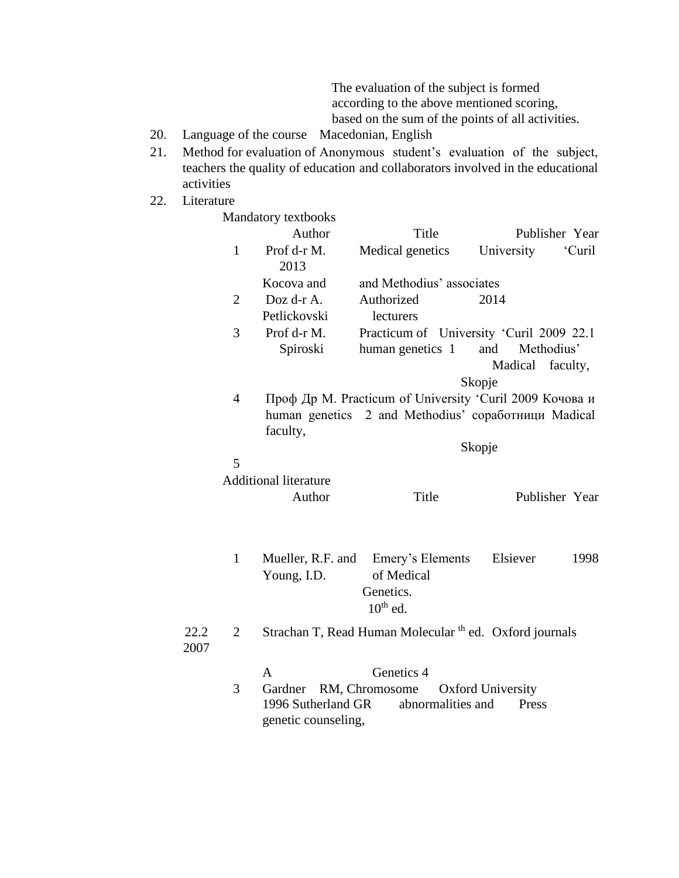The evaluation of the subject is formed according to the above mentioned scoring, based on the sum of the points of all activities.

20. Language of the course Macedonian, English
21. Method for evaluation of teachers the quality of education Anonymous student's evaluation of the subject, and collaborators involved in the educational activities
22. Literature

Mandatory textbooks

| | Author | Title | Publisher | Year |
|---|---|---|---|---|
| 1 | Prof d-r M. Kocova and associates | Medical genetics | University 'Curil and Methodius' | 2013 |
| 2 | Doz d-r A. Petlickovski | Authorized lecturers | | 2014 |
| 3 | Prof d-r M. Spiroski | Practicum of human genetics 1 | University 'Curil and Methodius' Madical faculty, Skopje | 2009 |
| 4 | Проф Др М. Кочова и соработници | Practicum of human genetics 2 | University 'Curil and Methodius' Madical faculty, Skopje | 2009 |
| 5 | | | | |

22.1

Additional literature

| | Author | Title | Publisher | Year |
|---|---|---|---|---|
| 1 | Mueller, R.F. and Young, I.D. | Emery's Elements of Medical Genetics. 10th ed. | Elsiever | 1998 |
| 2 | Strachan T, Read A | Human Molecular Genetics 4th ed. | Oxford journals | 2007 |
| 3 | Gardner RM, Sutherland GR | Chromosome abnormalities and genetic counseling, | Oxford University Press | 1996 |

22.2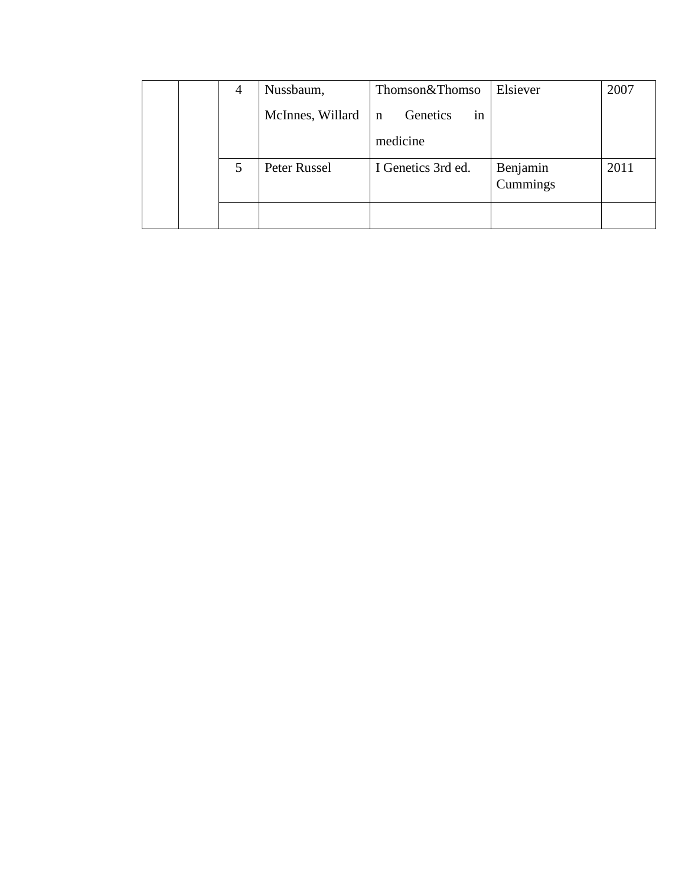| | | | | | | |
|---|---|---|---|---|---|---|
| | | 4 | Nussbaum, McInnes, Willard | Thomson&Thomson Genetics in medicine | Elsiever | 2007 |
| | | 5 | Peter Russel | I Genetics 3rd ed. | Benjamin Cummings | 2011 |
| | | | | | | |